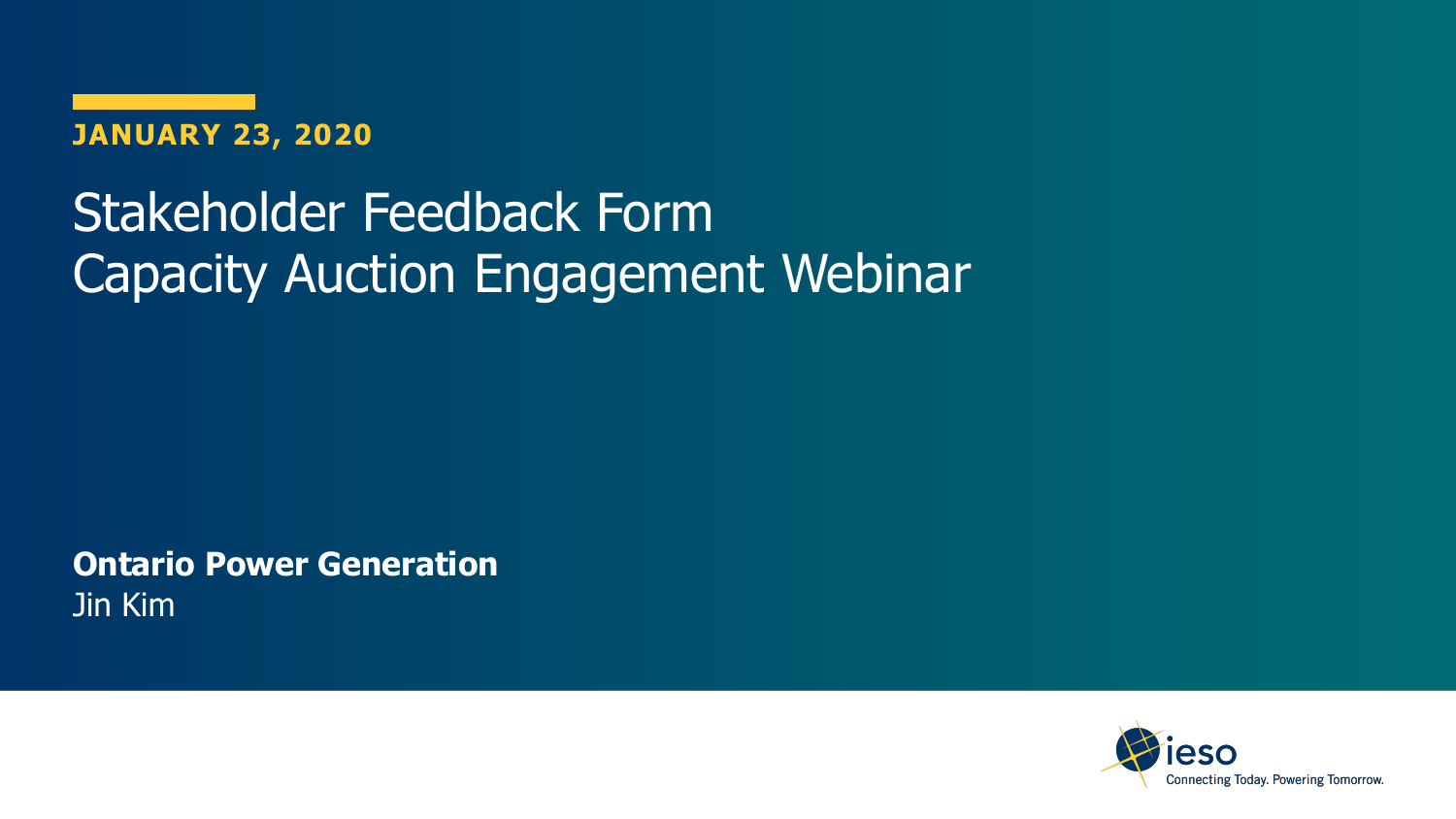**JANUARY 23, 2020**

# Stakeholder Feedback Form
# Capacity Auction Engagement Webinar

**Ontario Power Generation**
Jin Kim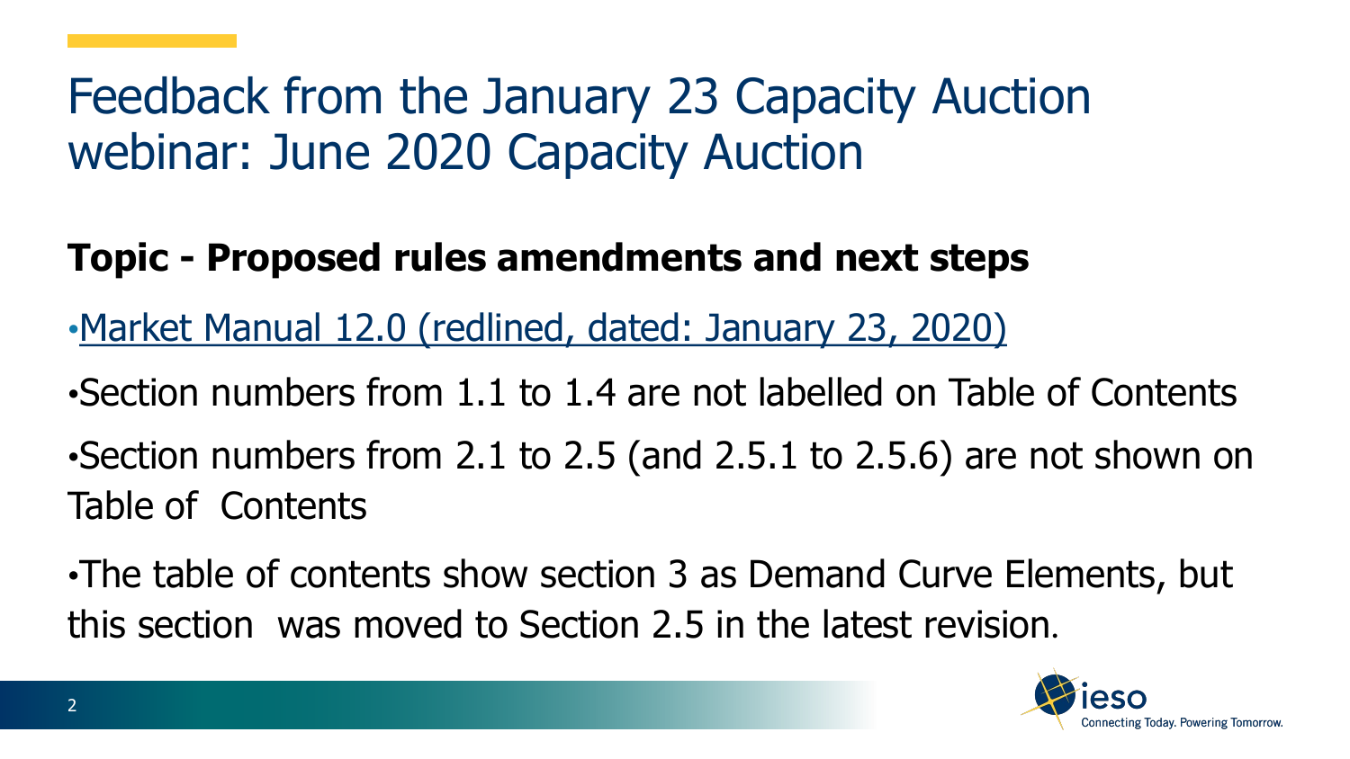# Feedback from the January 23 Capacity Auction webinar: June 2020 Capacity Auction

**Topic - Proposed rules amendments and next steps**

- Market Manual 12.0 (redlined, dated: January 23, 2020)
- Section numbers from 1.1 to 1.4 are not labelled on Table of Contents
- Section numbers from 2.1 to 2.5 (and 2.5.1 to 2.5.6) are not shown on Table of Contents
- The table of contents show section 3 as Demand Curve Elements, but this section was moved to Section 2.5 in the latest revision.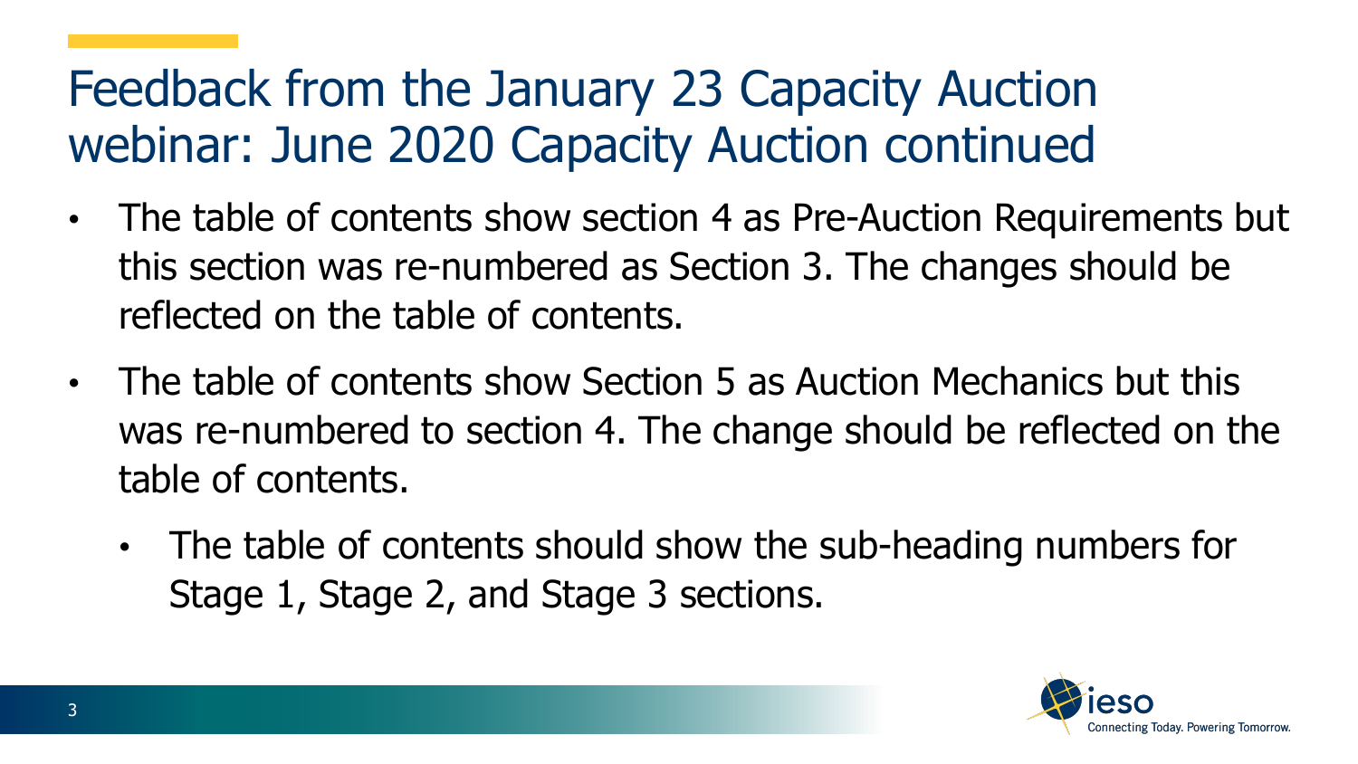# Feedback from the January 23 Capacity Auction webinar: June 2020 Capacity Auction continued

- The table of contents show section 4 as Pre-Auction Requirements but this section was re-numbered as Section 3. The changes should be reflected on the table of contents.
- The table of contents show Section 5 as Auction Mechanics but this was re-numbered to section 4. The change should be reflected on the table of contents.
  - The table of contents should show the sub-heading numbers for Stage 1, Stage 2, and Stage 3 sections.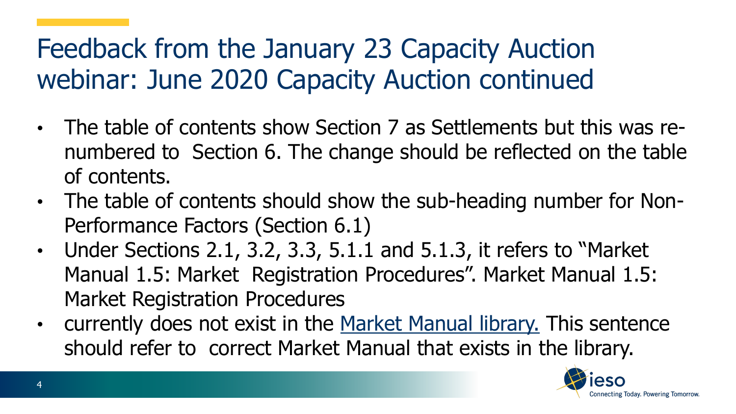# Feedback from the January 23 Capacity Auction webinar: June 2020 Capacity Auction continued

- The table of contents show Section 7 as Settlements but this was re-numbered to Section 6. The change should be reflected on the table of contents.
- The table of contents should show the sub-heading number for Non-Performance Factors (Section 6.1)
- Under Sections 2.1, 3.2, 3.3, 5.1.1 and 5.1.3, it refers to "Market Manual 1.5: Market Registration Procedures". Market Manual 1.5: Market Registration Procedures
- currently does not exist in the Market Manual library. This sentence should refer to correct Market Manual that exists in the library.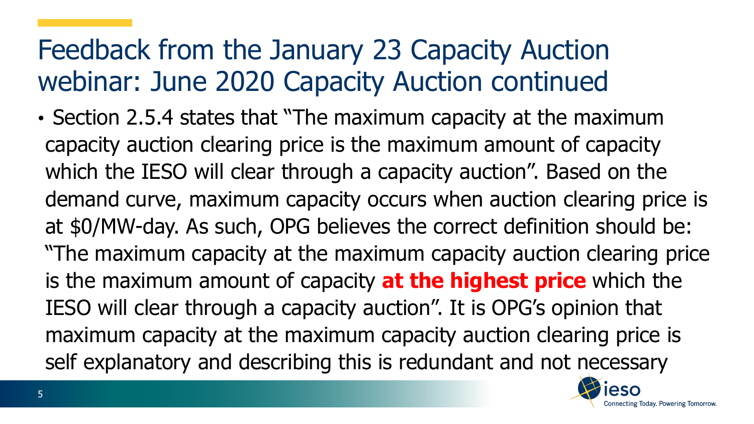# Feedback from the January 23 Capacity Auction webinar: June 2020 Capacity Auction continued

- Section 2.5.4 states that "The maximum capacity at the maximum capacity auction clearing price is the maximum amount of capacity which the IESO will clear through a capacity auction". Based on the demand curve, maximum capacity occurs when auction clearing price is at $0/MW-day. As such, OPG believes the correct definition should be: "The maximum capacity at the maximum capacity auction clearing price is the maximum amount of capacity **at the highest price** which the IESO will clear through a capacity auction". It is OPG's opinion that maximum capacity at the maximum capacity auction clearing price is self explanatory and describing this is redundant and not necessary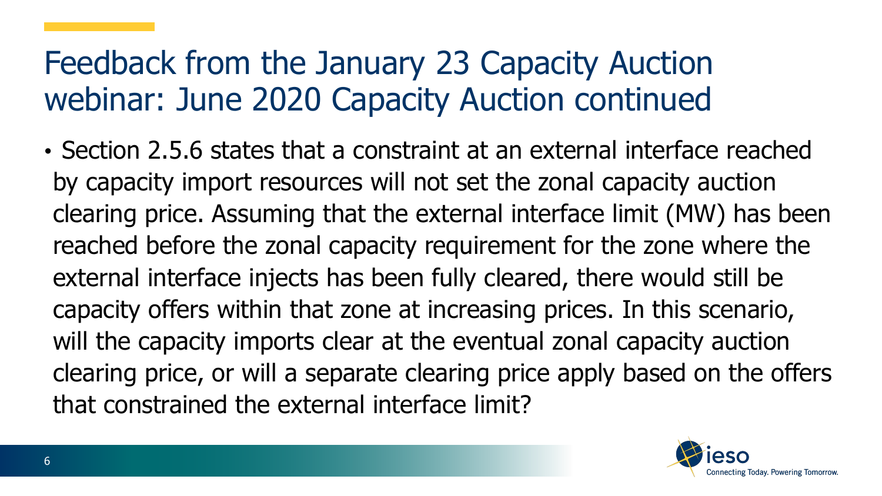# Feedback from the January 23 Capacity Auction webinar: June 2020 Capacity Auction continued

- Section 2.5.6 states that a constraint at an external interface reached by capacity import resources will not set the zonal capacity auction clearing price. Assuming that the external interface limit (MW) has been reached before the zonal capacity requirement for the zone where the external interface injects has been fully cleared, there would still be capacity offers within that zone at increasing prices. In this scenario, will the capacity imports clear at the eventual zonal capacity auction clearing price, or will a separate clearing price apply based on the offers that constrained the external interface limit?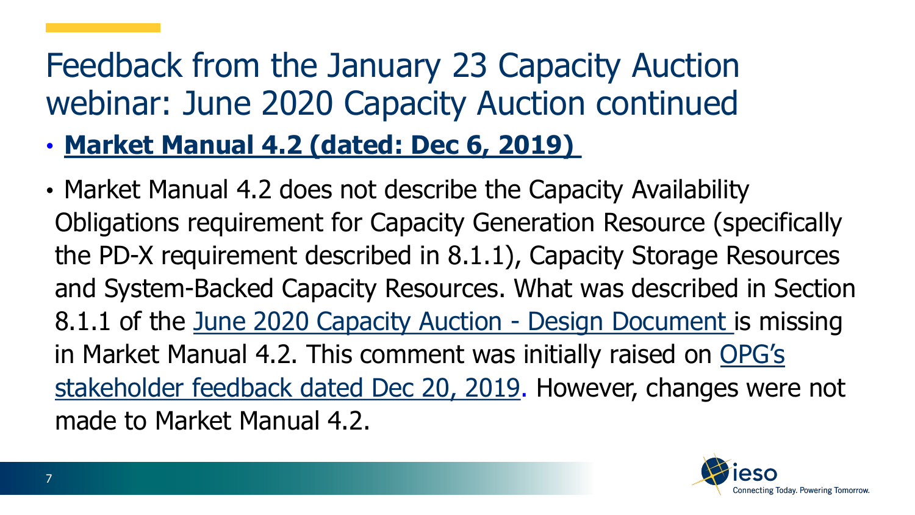# Feedback from the January 23 Capacity Auction webinar: June 2020 Capacity Auction continued

- **Market Manual 4.2 (dated: Dec 6, 2019)**
- Market Manual 4.2 does not describe the Capacity Availability Obligations requirement for Capacity Generation Resource (specifically the PD-X requirement described in 8.1.1), Capacity Storage Resources and System-Backed Capacity Resources. What was described in Section 8.1.1 of the June 2020 Capacity Auction - Design Document is missing in Market Manual 4.2. This comment was initially raised on OPG's stakeholder feedback dated Dec 20, 2019. However, changes were not made to Market Manual 4.2.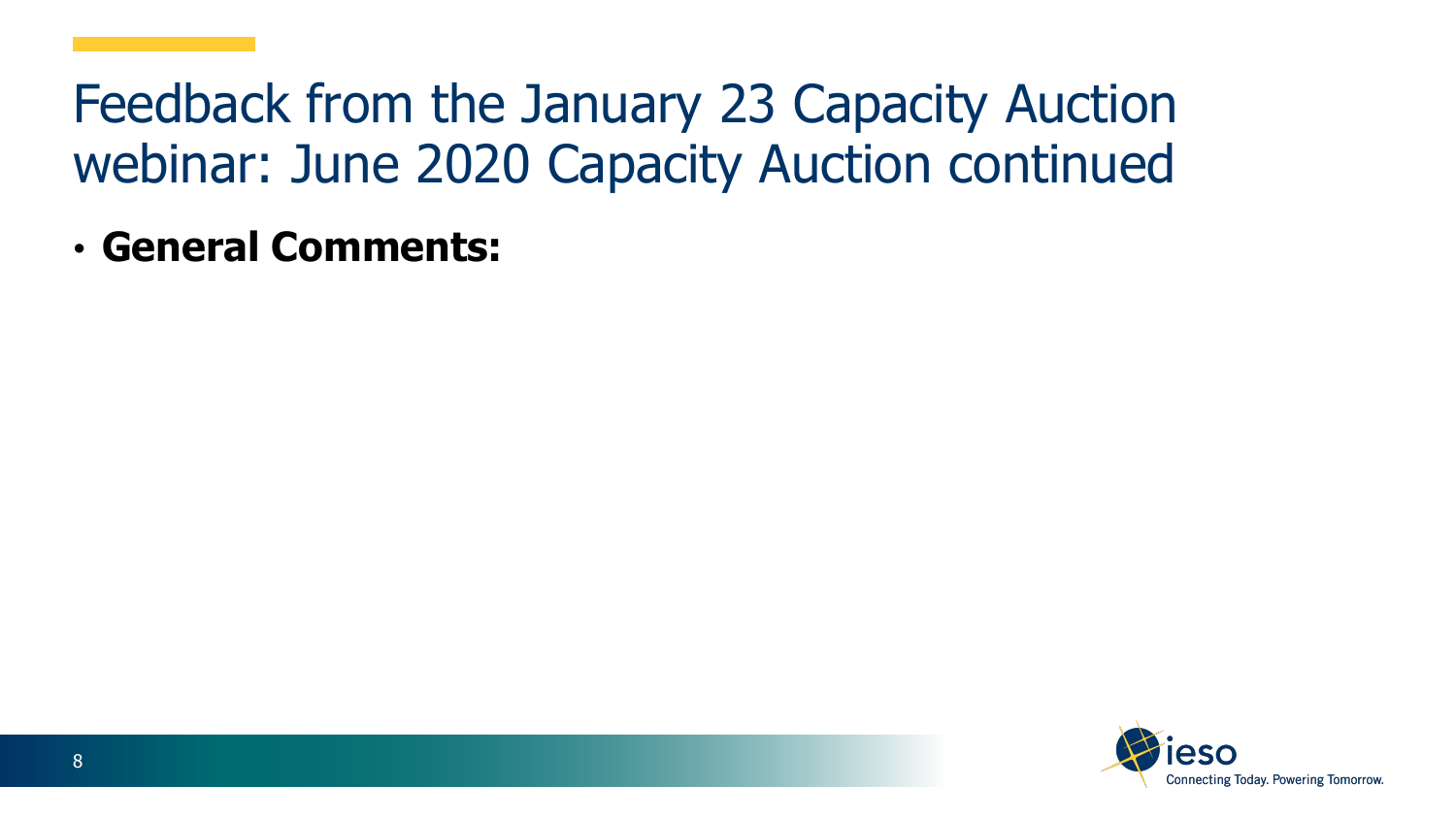# Feedback from the January 23 Capacity Auction webinar: June 2020 Capacity Auction continued

- **General Comments:**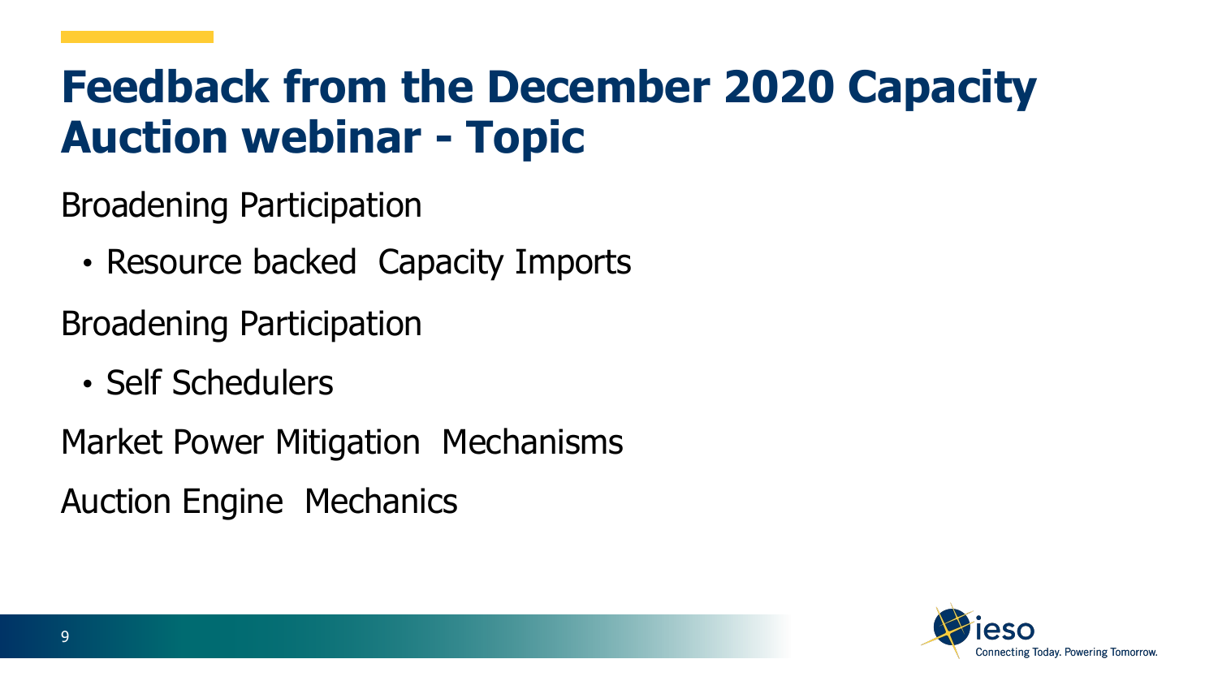# Feedback from the December 2020 Capacity Auction webinar - Topic

Broadening Participation

- Resource backed Capacity Imports

Broadening Participation

- Self Schedulers

Market Power Mitigation Mechanisms

Auction Engine Mechanics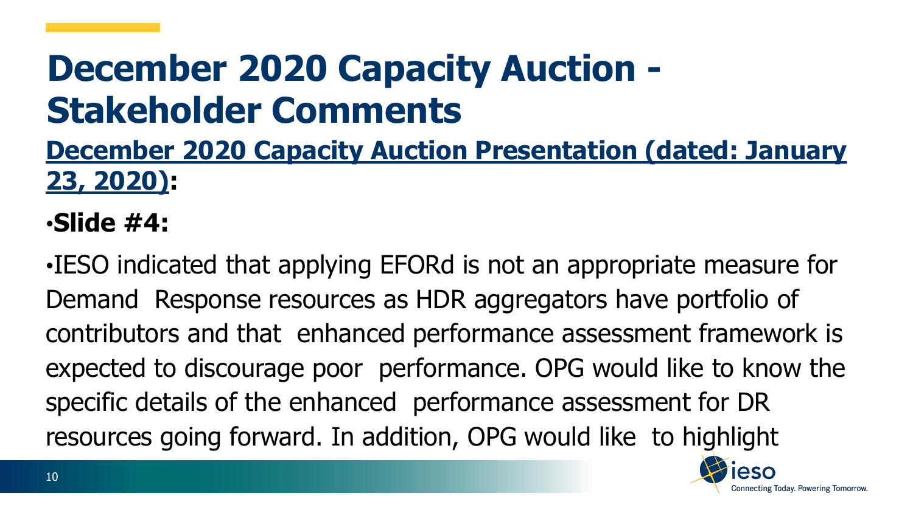# December 2020 Capacity Auction - Stakeholder Comments

**December 2020 Capacity Auction Presentation (dated: January 23, 2020):**

- **Slide #4:**

- IESO indicated that applying EFORd is not an appropriate measure for Demand Response resources as HDR aggregators have portfolio of contributors and that enhanced performance assessment framework is expected to discourage poor performance. OPG would like to know the specific details of the enhanced performance assessment for DR resources going forward. In addition, OPG would like to highlight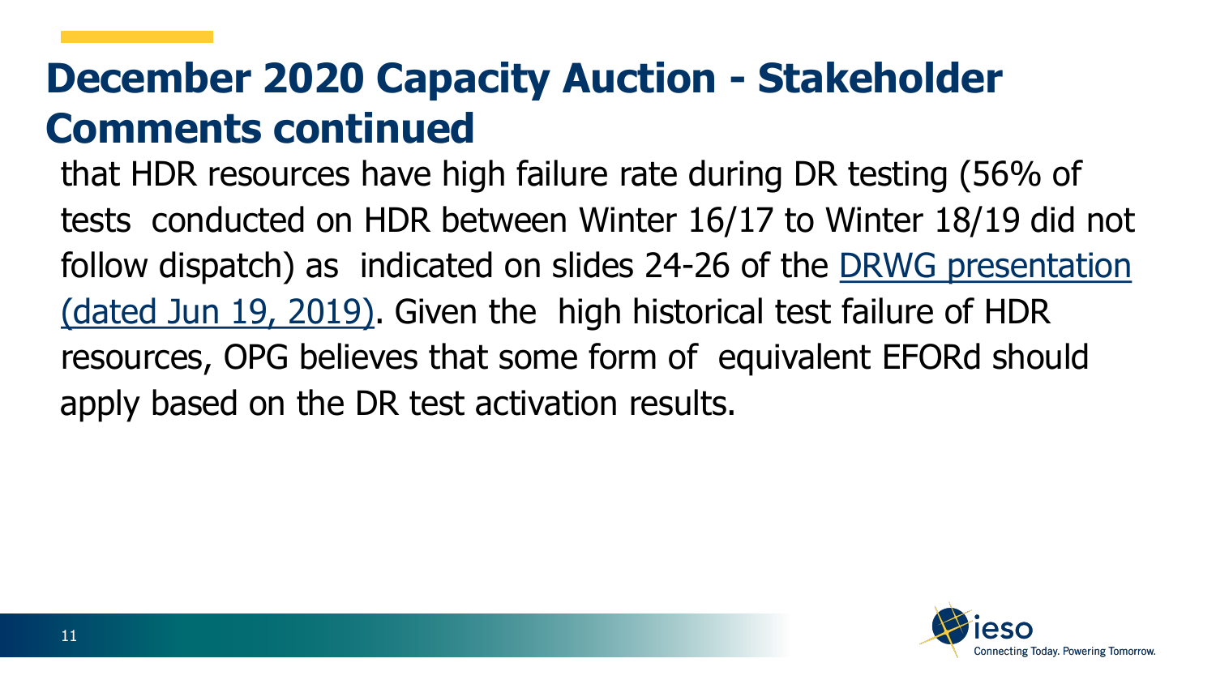# December 2020 Capacity Auction - Stakeholder Comments continued

that HDR resources have high failure rate during DR testing (56% of tests conducted on HDR between Winter 16/17 to Winter 18/19 did not follow dispatch) as indicated on slides 24-26 of the DRWG presentation (dated Jun 19, 2019). Given the high historical test failure of HDR resources, OPG believes that some form of equivalent EFORd should apply based on the DR test activation results.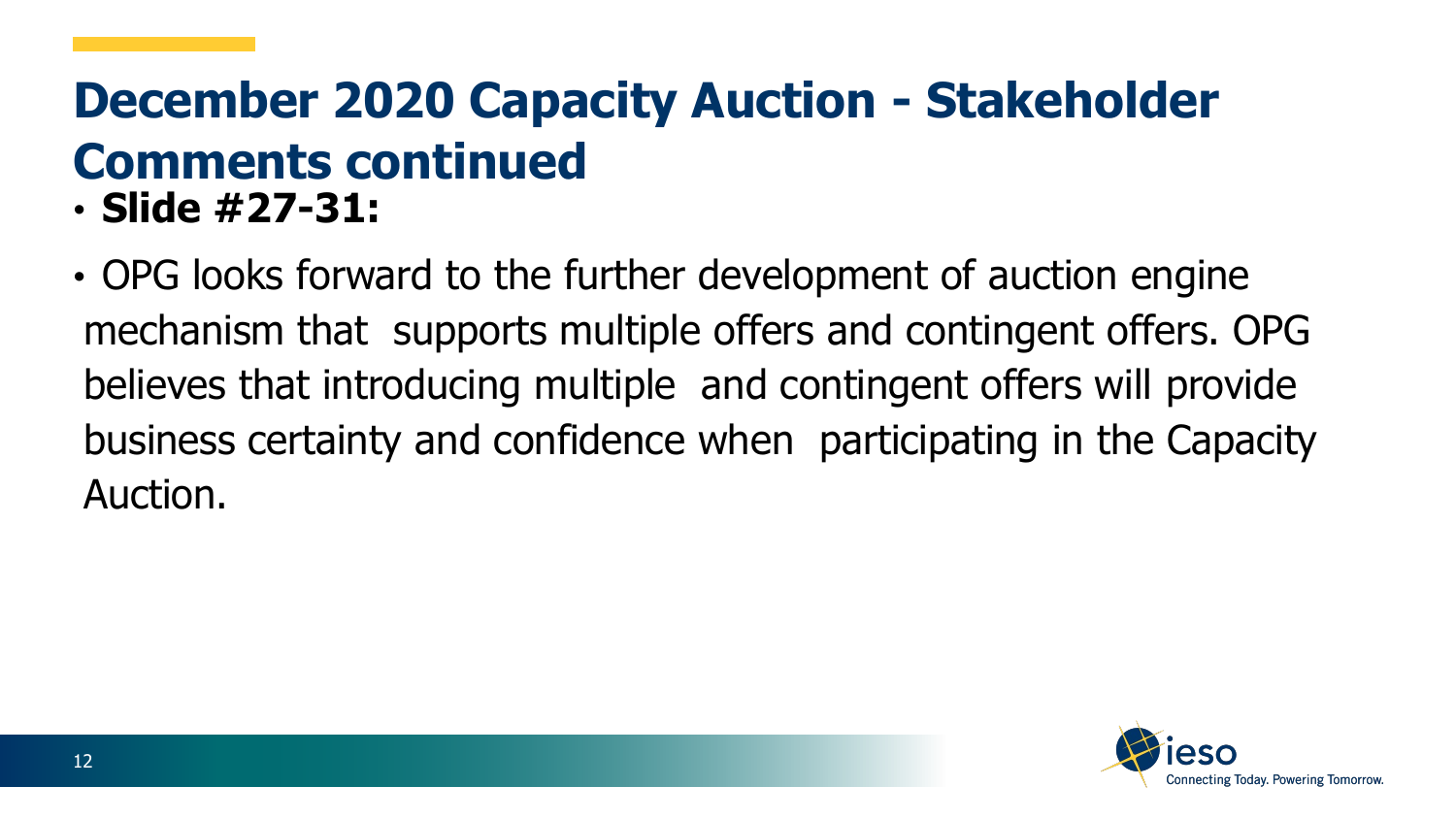# December 2020 Capacity Auction - Stakeholder Comments continued

- **Slide #27-31:**

- OPG looks forward to the further development of auction engine mechanism that supports multiple offers and contingent offers. OPG believes that introducing multiple and contingent offers will provide business certainty and confidence when participating in the Capacity Auction.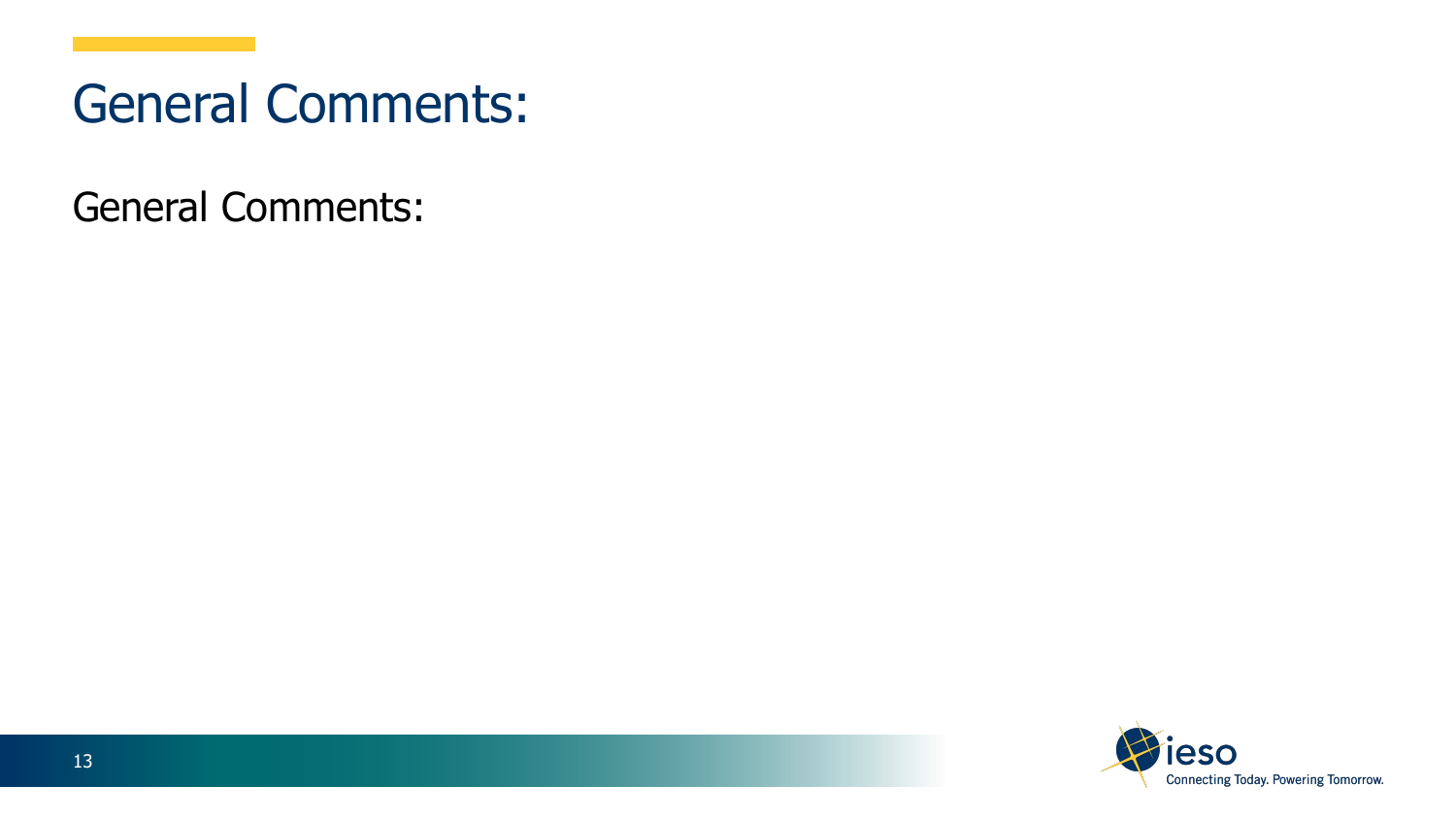# General Comments:

General Comments: